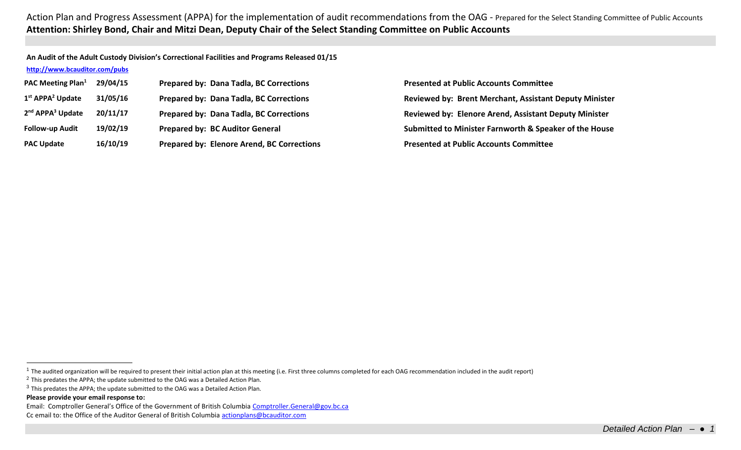Action Plan and Progress Assessment (APPA) for the implementation of audit recommendations from the OAG - Prepared for the Select Standing Committee of Public Accounts

**Attention: Shirley Bond, Chair and Mitzi Dean, Deputy Chair of the Select Standing Committee on Public Accounts**

**An Audit of the Adult Custody Division's Correctional Facilities and Programs Released 01/15**

**http://www.bcauditor.com/pubs**

| | | | |
|---|---|---|---|
| **PAC Meeting Plan[1]** | **29/04/15** | **Prepared by: Dana Tadla, BC Corrections** | **Presented at Public Accounts Committee** |
| **1st APPA[2] Update** | **31/05/16** | **Prepared by: Dana Tadla, BC Corrections** | **Reviewed by: Brent Merchant, Assistant Deputy Minister** |
| **2nd APPA[3] Update** | **20/11/17** | **Prepared by: Dana Tadla, BC Corrections** | **Reviewed by: Elenore Arend, Assistant Deputy Minister** |
| **Follow-up Audit** | **19/02/19** | **Prepared by: BC Auditor General** | **Submitted to Minister Farnworth & Speaker of the House** |
| **PAC Update** | **16/10/19** | **Prepared by: Elenore Arend, BC Corrections** | **Presented at Public Accounts Committee** |

[1] The audited organization will be required to present their initial action plan at this meeting (i.e. First three columns completed for each OAG recommendation included in the audit report)

[2] This predates the APPA; the update submitted to the OAG was a Detailed Action Plan.

[3] This predates the APPA; the update submitted to the OAG was a Detailed Action Plan.

**Please provide your email response to:**

Email: Comptroller General's Office of the Government of British Columbia Comptroller.General@gov.bc.ca

Cc email to: the Office of the Auditor General of British Columbia actionplans@bcauditor.com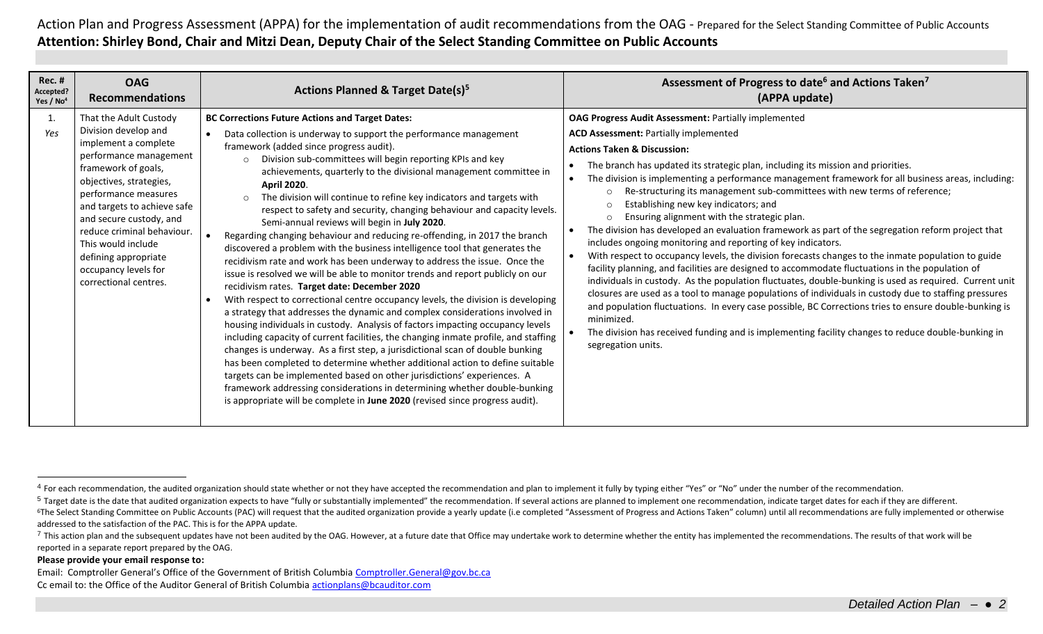Action Plan and Progress Assessment (APPA) for the implementation of audit recommendations from the OAG - Prepared for the Select Standing Committee of Public Accounts

**Attention: Shirley Bond, Chair and Mitzi Dean, Deputy Chair of the Select Standing Committee on Public Accounts**

| Rec. # Accepted? Yes / No[4] | OAG Recommendations | Actions Planned & Target Date(s)[5] | Assessment of Progress to date[6] and Actions Taken[7] (APPA update) |
|---|---|---|---|
| 1. *Yes* | That the Adult Custody Division develop and implement a complete performance management framework of goals, objectives, strategies, performance measures and targets to achieve safe and secure custody, and reduce criminal behaviour. This would include defining appropriate occupancy levels for correctional centres. | **BC Corrections Future Actions and Target Dates:**<br>• Data collection is underway to support the performance management framework (added since progress audit).<br>  ○ Division sub-committees will begin reporting KPIs and key achievements, quarterly to the divisional management committee in **April 2020**.<br>  ○ The division will continue to refine key indicators and targets with respect to safety and security, changing behaviour and capacity levels. Semi-annual reviews will begin in **July 2020**.<br>• Regarding changing behaviour and reducing re-offending, in 2017 the branch discovered a problem with the business intelligence tool that generates the recidivism rate and work has been underway to address the issue. Once the issue is resolved we will be able to monitor trends and report publicly on our recidivism rates. **Target date: December 2020**<br>• With respect to correctional centre occupancy levels, the division is developing a strategy that addresses the dynamic and complex considerations involved in housing individuals in custody. Analysis of factors impacting occupancy levels including capacity of current facilities, the changing inmate profile, and staffing changes is underway. As a first step, a jurisdictional scan of double bunking has been completed to determine whether additional action to define suitable targets can be implemented based on other jurisdictions' experiences. A framework addressing considerations in determining whether double-bunking is appropriate will be complete in **June 2020** (revised since progress audit). | **OAG Progress Audit Assessment:** Partially implemented<br>**ACD Assessment:** Partially implemented<br>**Actions Taken & Discussion:**<br>• The branch has updated its strategic plan, including its mission and priorities.<br>• The division is implementing a performance management framework for all business areas, including:<br>  ○ Re-structuring its management sub-committees with new terms of reference;<br>  ○ Establishing new key indicators; and<br>  ○ Ensuring alignment with the strategic plan.<br>• The division has developed an evaluation framework as part of the segregation reform project that includes ongoing monitoring and reporting of key indicators.<br>• With respect to occupancy levels, the division forecasts changes to the inmate population to guide facility planning, and facilities are designed to accommodate fluctuations in the population of individuals in custody. As the population fluctuates, double-bunking is used as required. Current unit closures are used as a tool to manage populations of individuals in custody due to staffing pressures and population fluctuations. In every case possible, BC Corrections tries to ensure double-bunking is minimized.<br>• The division has received funding and is implementing facility changes to reduce double-bunking in segregation units. |

[4] For each recommendation, the audited organization should state whether or not they have accepted the recommendation and plan to implement it fully by typing either "Yes" or "No" under the number of the recommendation.

[5] Target date is the date that audited organization expects to have "fully or substantially implemented" the recommendation. If several actions are planned to implement one recommendation, indicate target dates for each if they are different.

[6] The Select Standing Committee on Public Accounts (PAC) will request that the audited organization provide a yearly update (i.e completed "Assessment of Progress and Actions Taken" column) until all recommendations are fully implemented or otherwise addressed to the satisfaction of the PAC. This is for the APPA update.

[7] This action plan and the subsequent updates have not been audited by the OAG. However, at a future date that Office may undertake work to determine whether the entity has implemented the recommendations. The results of that work will be reported in a separate report prepared by the OAG.

**Please provide your email response to:**

Email: Comptroller General's Office of the Government of British Columbia Comptroller.General@gov.bc.ca

Cc email to: the Office of the Auditor General of British Columbia actionplans@bcauditor.com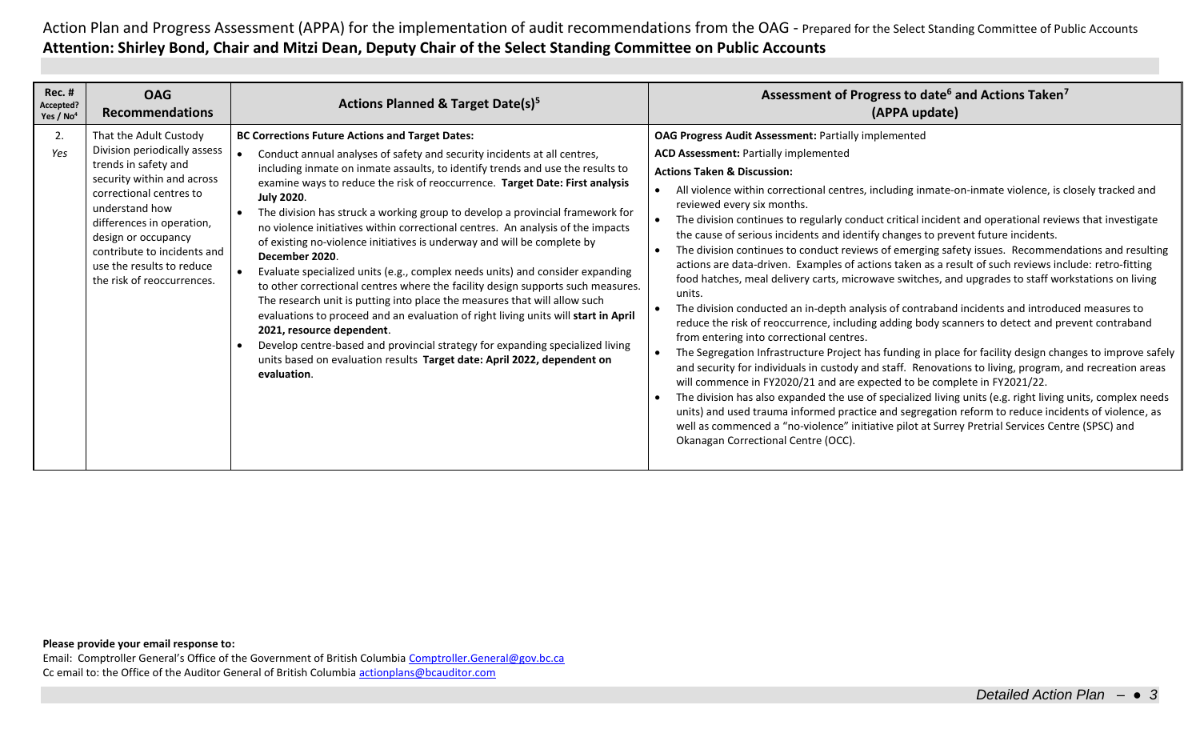Action Plan and Progress Assessment (APPA) for the implementation of audit recommendations from the OAG - Prepared for the Select Standing Committee of Public Accounts

**Attention: Shirley Bond, Chair and Mitzi Dean, Deputy Chair of the Select Standing Committee on Public Accounts**

| Rec. # Accepted? Yes / No[4] | OAG Recommendations | Actions Planned & Target Date(s)[5] | Assessment of Progress to date[6] and Actions Taken[7] (APPA update) |
|---|---|---|---|
| 2. *Yes* | That the Adult Custody Division periodically assess trends in safety and security within and across correctional centres to understand how differences in operation, design or occupancy contribute to incidents and use the results to reduce the risk of reoccurrences. | **BC Corrections Future Actions and Target Dates:**<br>• Conduct annual analyses of safety and security incidents at all centres, including inmate on inmate assaults, to identify trends and use the results to examine ways to reduce the risk of reoccurrence. **Target Date: First analysis July 2020**.<br>• The division has struck a working group to develop a provincial framework for no violence initiatives within correctional centres. An analysis of the impacts of existing no-violence initiatives is underway and will be complete by **December 2020**.<br>• Evaluate specialized units (e.g., complex needs units) and consider expanding to other correctional centres where the facility design supports such measures. The research unit is putting into place the measures that will allow such evaluations to proceed and an evaluation of right living units will **start in April 2021, resource dependent**.<br>• Develop centre-based and provincial strategy for expanding specialized living units based on evaluation results **Target date: April 2022, dependent on evaluation**. | **OAG Progress Audit Assessment:** Partially implemented<br>**ACD Assessment:** Partially implemented<br>**Actions Taken & Discussion:**<br>• All violence within correctional centres, including inmate-on-inmate violence, is closely tracked and reviewed every six months.<br>• The division continues to regularly conduct critical incident and operational reviews that investigate the cause of serious incidents and identify changes to prevent future incidents.<br>• The division continues to conduct reviews of emerging safety issues. Recommendations and resulting actions are data-driven. Examples of actions taken as a result of such reviews include: retro-fitting food hatches, meal delivery carts, microwave switches, and upgrades to staff workstations on living units.<br>• The division conducted an in-depth analysis of contraband incidents and introduced measures to reduce the risk of reoccurrence, including adding body scanners to detect and prevent contraband from entering into correctional centres.<br>• The Segregation Infrastructure Project has funding in place for facility design changes to improve safely and security for individuals in custody and staff. Renovations to living, program, and recreation areas will commence in FY2020/21 and are expected to be complete in FY2021/22.<br>• The division has also expanded the use of specialized living units (e.g. right living units, complex needs units) and used trauma informed practice and segregation reform to reduce incidents of violence, as well as commenced a "no-violence" initiative pilot at Surrey Pretrial Services Centre (SPSC) and Okanagan Correctional Centre (OCC). |

**Please provide your email response to:**

Email: Comptroller General's Office of the Government of British Columbia Comptroller.General@gov.bc.ca

Cc email to: the Office of the Auditor General of British Columbia actionplans@bcauditor.com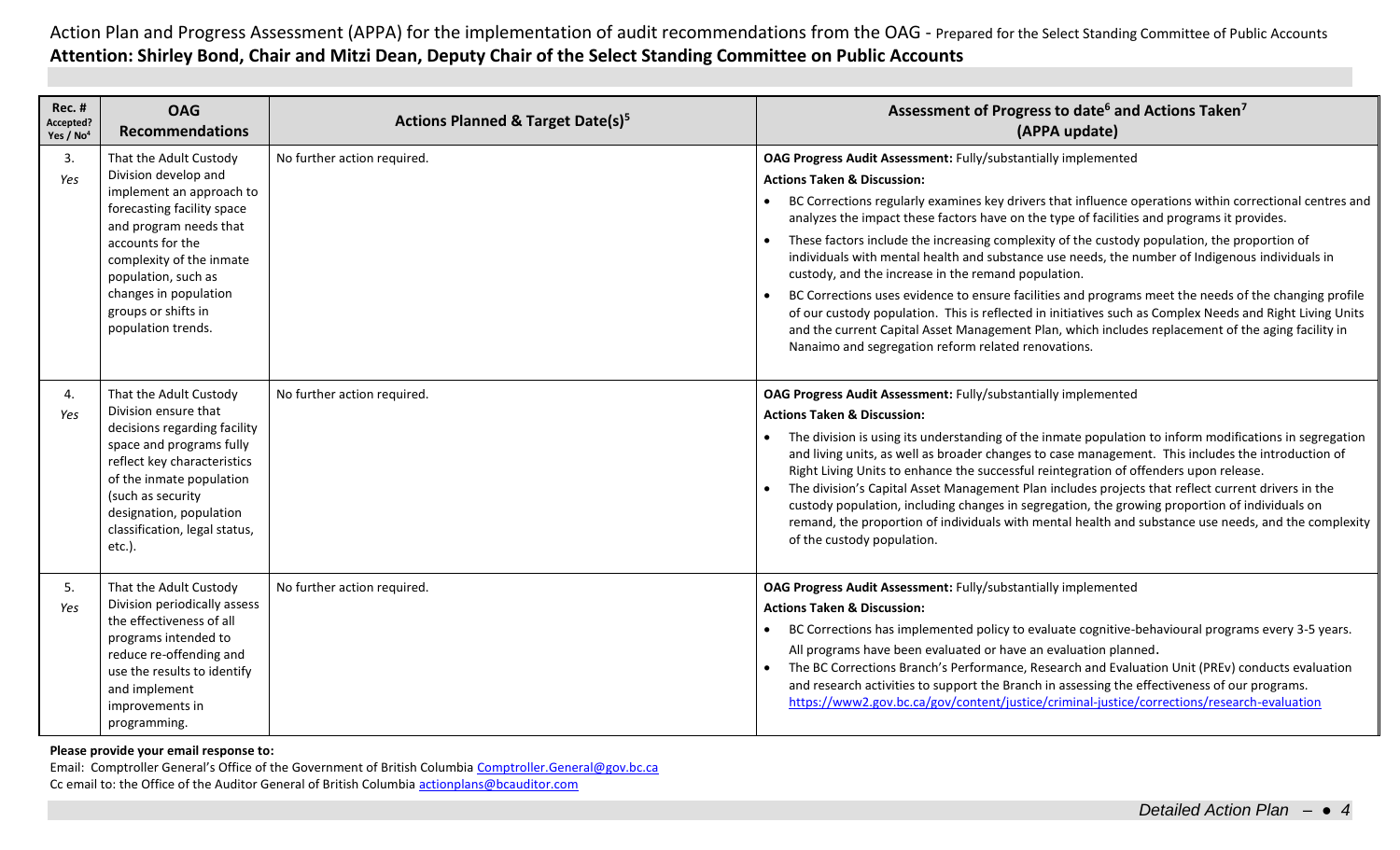Action Plan and Progress Assessment (APPA) for the implementation of audit recommendations from the OAG - Prepared for the Select Standing Committee of Public Accounts

**Attention: Shirley Bond, Chair and Mitzi Dean, Deputy Chair of the Select Standing Committee on Public Accounts**

| Rec. # Accepted? Yes / No[4] | OAG Recommendations | Actions Planned & Target Date(s)[5] | Assessment of Progress to date[6] and Actions Taken[7] (APPA update) |
|---|---|---|---|
| 3. *Yes* | That the Adult Custody Division develop and implement an approach to forecasting facility space and program needs that accounts for the complexity of the inmate population, such as changes in population groups or shifts in population trends. | No further action required. | **OAG Progress Audit Assessment:** Fully/substantially implemented<br>**Actions Taken & Discussion:**<br>• BC Corrections regularly examines key drivers that influence operations within correctional centres and analyzes the impact these factors have on the type of facilities and programs it provides.<br>• These factors include the increasing complexity of the custody population, the proportion of individuals with mental health and substance use needs, the number of Indigenous individuals in custody, and the increase in the remand population.<br>• BC Corrections uses evidence to ensure facilities and programs meet the needs of the changing profile of our custody population. This is reflected in initiatives such as Complex Needs and Right Living Units and the current Capital Asset Management Plan, which includes replacement of the aging facility in Nanaimo and segregation reform related renovations. |
| 4. *Yes* | That the Adult Custody Division ensure that decisions regarding facility space and programs fully reflect key characteristics of the inmate population (such as security designation, population classification, legal status, etc.). | No further action required. | **OAG Progress Audit Assessment:** Fully/substantially implemented<br>**Actions Taken & Discussion:**<br>• The division is using its understanding of the inmate population to inform modifications in segregation and living units, as well as broader changes to case management. This includes the introduction of Right Living Units to enhance the successful reintegration of offenders upon release.<br>• The division's Capital Asset Management Plan includes projects that reflect current drivers in the custody population, including changes in segregation, the growing proportion of individuals on remand, the proportion of individuals with mental health and substance use needs, and the complexity of the custody population. |
| 5. *Yes* | That the Adult Custody Division periodically assess the effectiveness of all programs intended to reduce re-offending and use the results to identify and implement improvements in programming. | No further action required. | **OAG Progress Audit Assessment:** Fully/substantially implemented<br>**Actions Taken & Discussion:**<br>• BC Corrections has implemented policy to evaluate cognitive-behavioural programs every 3-5 years. All programs have been evaluated or have an evaluation planned.<br>• The BC Corrections Branch's Performance, Research and Evaluation Unit (PREv) conducts evaluation and research activities to support the Branch in assessing the effectiveness of our programs. https://www2.gov.bc.ca/gov/content/justice/criminal-justice/corrections/research-evaluation |

**Please provide your email response to:**

Email: Comptroller General's Office of the Government of British Columbia Comptroller.General@gov.bc.ca

Cc email to: the Office of the Auditor General of British Columbia actionplans@bcauditor.com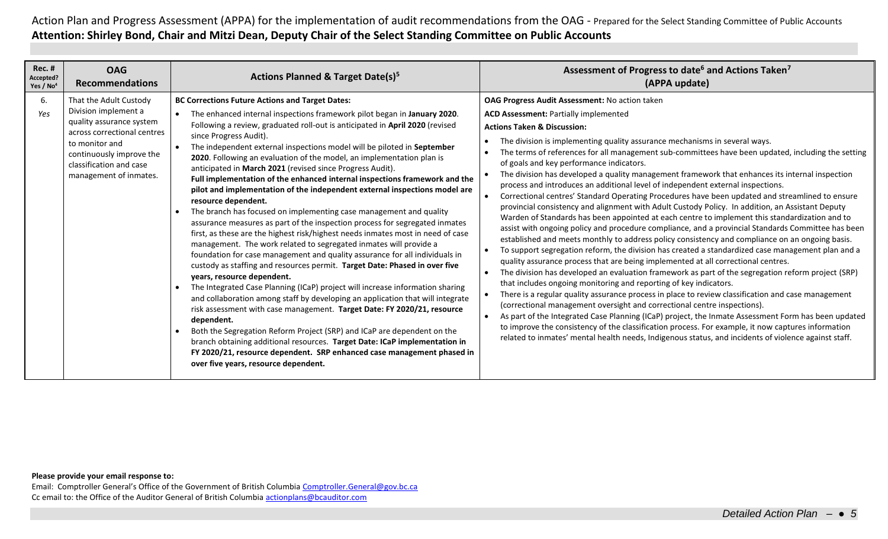Action Plan and Progress Assessment (APPA) for the implementation of audit recommendations from the OAG - Prepared for the Select Standing Committee of Public Accounts
**Attention: Shirley Bond, Chair and Mitzi Dean, Deputy Chair of the Select Standing Committee on Public Accounts**

| Rec. # Accepted? Yes / No[4] | OAG Recommendations | Actions Planned & Target Date(s)[5] | Assessment of Progress to date[6] and Actions Taken[7] (APPA update) |
|---|---|---|---|
| 6. *Yes* | That the Adult Custody Division implement a quality assurance system across correctional centres to monitor and continuously improve the classification and case management of inmates. | **BC Corrections Future Actions and Target Dates:**<br>• The enhanced internal inspections framework pilot began in **January 2020**. Following a review, graduated roll-out is anticipated in **April 2020** (revised since Progress Audit).<br>• The independent external inspections model will be piloted in **September 2020**. Following an evaluation of the model, an implementation plan is anticipated in **March 2021** (revised since Progress Audit).<br>**Full implementation of the enhanced internal inspections framework and the pilot and implementation of the independent external inspections model are resource dependent.**<br>• The branch has focused on implementing case management and quality assurance measures as part of the inspection process for segregated inmates first, as these are the highest risk/highest needs inmates most in need of case management. The work related to segregated inmates will provide a foundation for case management and quality assurance for all individuals in custody as staffing and resources permit. **Target Date: Phased in over five years, resource dependent.**<br>• The Integrated Case Planning (ICaP) project will increase information sharing and collaboration among staff by developing an application that will integrate risk assessment with case management. **Target Date: FY 2020/21, resource dependent.**<br>• Both the Segregation Reform Project (SRP) and ICaP are dependent on the branch obtaining additional resources. **Target Date: ICaP implementation in FY 2020/21, resource dependent. SRP enhanced case management phased in over five years, resource dependent.** | **OAG Progress Audit Assessment:** No action taken<br>**ACD Assessment:** Partially implemented<br>**Actions Taken & Discussion:**<br>• The division is implementing quality assurance mechanisms in several ways.<br>• The terms of references for all management sub-committees have been updated, including the setting of goals and key performance indicators.<br>• The division has developed a quality management framework that enhances its internal inspection process and introduces an additional level of independent external inspections.<br>• Correctional centres' Standard Operating Procedures have been updated and streamlined to ensure provincial consistency and alignment with Adult Custody Policy. In addition, an Assistant Deputy Warden of Standards has been appointed at each centre to implement this standardization and to assist with ongoing policy and procedure compliance, and a provincial Standards Committee has been established and meets monthly to address policy consistency and compliance on an ongoing basis.<br>• To support segregation reform, the division has created a standardized case management plan and a quality assurance process that are being implemented at all correctional centres.<br>• The division has developed an evaluation framework as part of the segregation reform project (SRP) that includes ongoing monitoring and reporting of key indicators.<br>• There is a regular quality assurance process in place to review classification and case management (correctional management oversight and correctional centre inspections).<br>• As part of the Integrated Case Planning (ICaP) project, the Inmate Assessment Form has been updated to improve the consistency of the classification process. For example, it now captures information related to inmates' mental health needs, Indigenous status, and incidents of violence against staff. |

**Please provide your email response to:**
Email: Comptroller General's Office of the Government of British Columbia Comptroller.General@gov.bc.ca
Cc email to: the Office of the Auditor General of British Columbia actionplans@bcauditor.com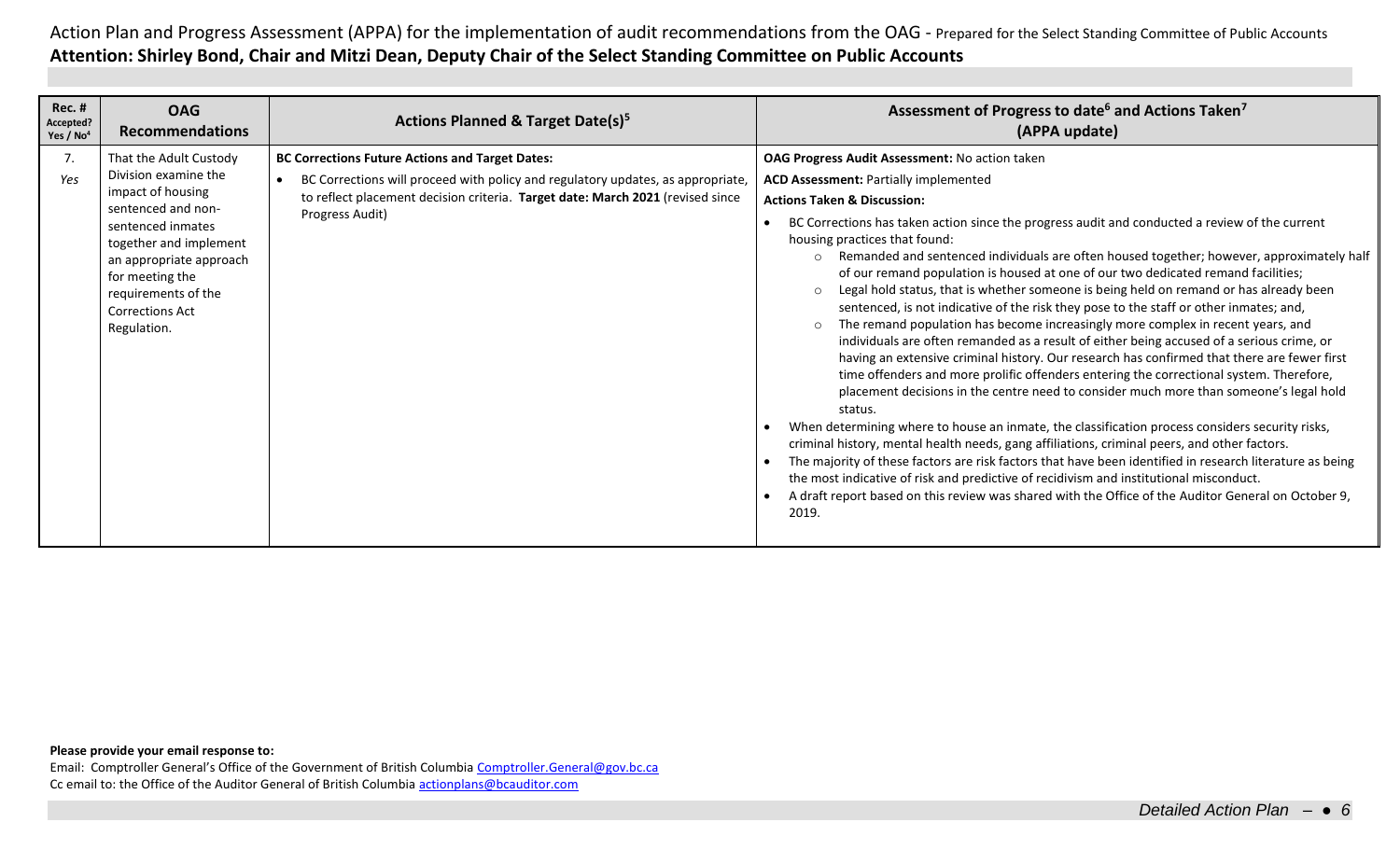Action Plan and Progress Assessment (APPA) for the implementation of audit recommendations from the OAG - Prepared for the Select Standing Committee of Public Accounts

**Attention: Shirley Bond, Chair and Mitzi Dean, Deputy Chair of the Select Standing Committee on Public Accounts**

| Rec. # Accepted? Yes / No[4] | OAG Recommendations | Actions Planned & Target Date(s)[5] | Assessment of Progress to date[6] and Actions Taken[7] (APPA update) |
|---|---|---|---|
| 7. *Yes* | That the Adult Custody Division examine the impact of housing sentenced and non-sentenced inmates together and implement an appropriate approach for meeting the requirements of the Corrections Act Regulation. | **BC Corrections Future Actions and Target Dates:**<br>• BC Corrections will proceed with policy and regulatory updates, as appropriate, to reflect placement decision criteria. **Target date: March 2021** (revised since Progress Audit) | **OAG Progress Audit Assessment:** No action taken<br>**ACD Assessment:** Partially implemented<br>**Actions Taken & Discussion:**<br>• BC Corrections has taken action since the progress audit and conducted a review of the current housing practices that found:<br>&nbsp;&nbsp;○ Remanded and sentenced individuals are often housed together; however, approximately half of our remand population is housed at one of our two dedicated remand facilities;<br>&nbsp;&nbsp;○ Legal hold status, that is whether someone is being held on remand or has already been sentenced, is not indicative of the risk they pose to the staff or other inmates; and,<br>&nbsp;&nbsp;○ The remand population has become increasingly more complex in recent years, and individuals are often remanded as a result of either being accused of a serious crime, or having an extensive criminal history. Our research has confirmed that there are fewer first time offenders and more prolific offenders entering the correctional system. Therefore, placement decisions in the centre need to consider much more than someone's legal hold status.<br>• When determining where to house an inmate, the classification process considers security risks, criminal history, mental health needs, gang affiliations, criminal peers, and other factors.<br>• The majority of these factors are risk factors that have been identified in research literature as being the most indicative of risk and predictive of recidivism and institutional misconduct.<br>• A draft report based on this review was shared with the Office of the Auditor General on October 9, 2019. |

**Please provide your email response to:**

Email: Comptroller General's Office of the Government of British Columbia Comptroller.General@gov.bc.ca

Cc email to: the Office of the Auditor General of British Columbia actionplans@bcauditor.com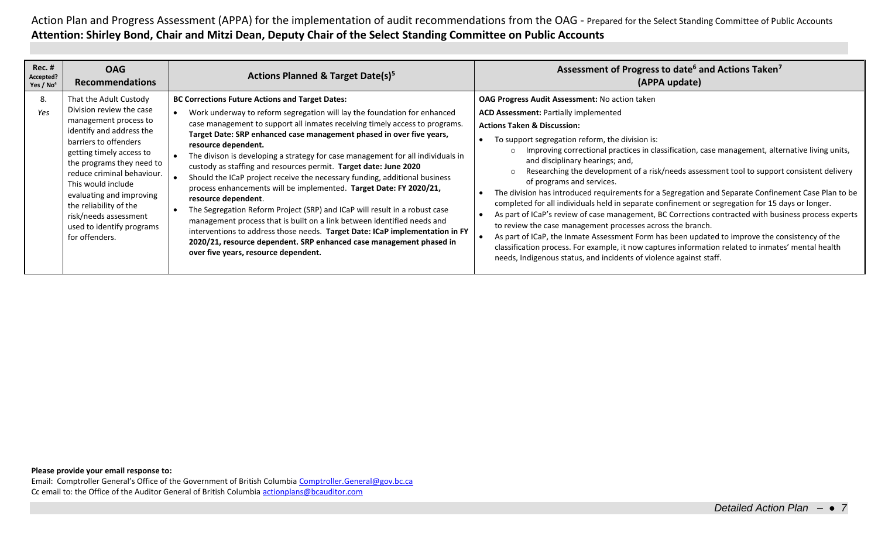Action Plan and Progress Assessment (APPA) for the implementation of audit recommendations from the OAG - Prepared for the Select Standing Committee of Public Accounts

**Attention: Shirley Bond, Chair and Mitzi Dean, Deputy Chair of the Select Standing Committee on Public Accounts**

| Rec. # Accepted? Yes / No[4] | OAG Recommendations | Actions Planned & Target Date(s)[5] | Assessment of Progress to date[6] and Actions Taken[7] (APPA update) |
|---|---|---|---|
| 8. *Yes* | That the Adult Custody Division review the case management process to identify and address the barriers to offenders getting timely access to the programs they need to reduce criminal behaviour. This would include evaluating and improving the reliability of the risk/needs assessment used to identify programs for offenders. | **BC Corrections Future Actions and Target Dates:**<br>• Work underway to reform segregation will lay the foundation for enhanced case management to support all inmates receiving timely access to programs. **Target Date: SRP enhanced case management phased in over five years, resource dependent.**<br>• The divison is developing a strategy for case management for all individuals in custody as staffing and resources permit. **Target date: June 2020**<br>• Should the ICaP project receive the necessary funding, additional business process enhancements will be implemented. **Target Date: FY 2020/21, resource dependent**.<br>• The Segregation Reform Project (SRP) and ICaP will result in a robust case management process that is built on a link between identified needs and interventions to address those needs. **Target Date: ICaP implementation in FY 2020/21, resource dependent. SRP enhanced case management phased in over five years, resource dependent.** | **OAG Progress Audit Assessment:** No action taken<br>**ACD Assessment:** Partially implemented<br>**Actions Taken & Discussion:**<br>• To support segregation reform, the division is:<br>&nbsp;&nbsp;○ Improving correctional practices in classification, case management, alternative living units, and disciplinary hearings; and,<br>&nbsp;&nbsp;○ Researching the development of a risk/needs assessment tool to support consistent delivery of programs and services.<br>• The division has introduced requirements for a Segregation and Separate Confinement Case Plan to be completed for all individuals held in separate confinement or segregation for 15 days or longer.<br>• As part of ICaP's review of case management, BC Corrections contracted with business process experts to review the case management processes across the branch.<br>• As part of ICaP, the Inmate Assessment Form has been updated to improve the consistency of the classification process. For example, it now captures information related to inmates' mental health needs, Indigenous status, and incidents of violence against staff. |

**Please provide your email response to:**

Email: Comptroller General's Office of the Government of British Columbia Comptroller.General@gov.bc.ca

Cc email to: the Office of the Auditor General of British Columbia actionplans@bcauditor.com